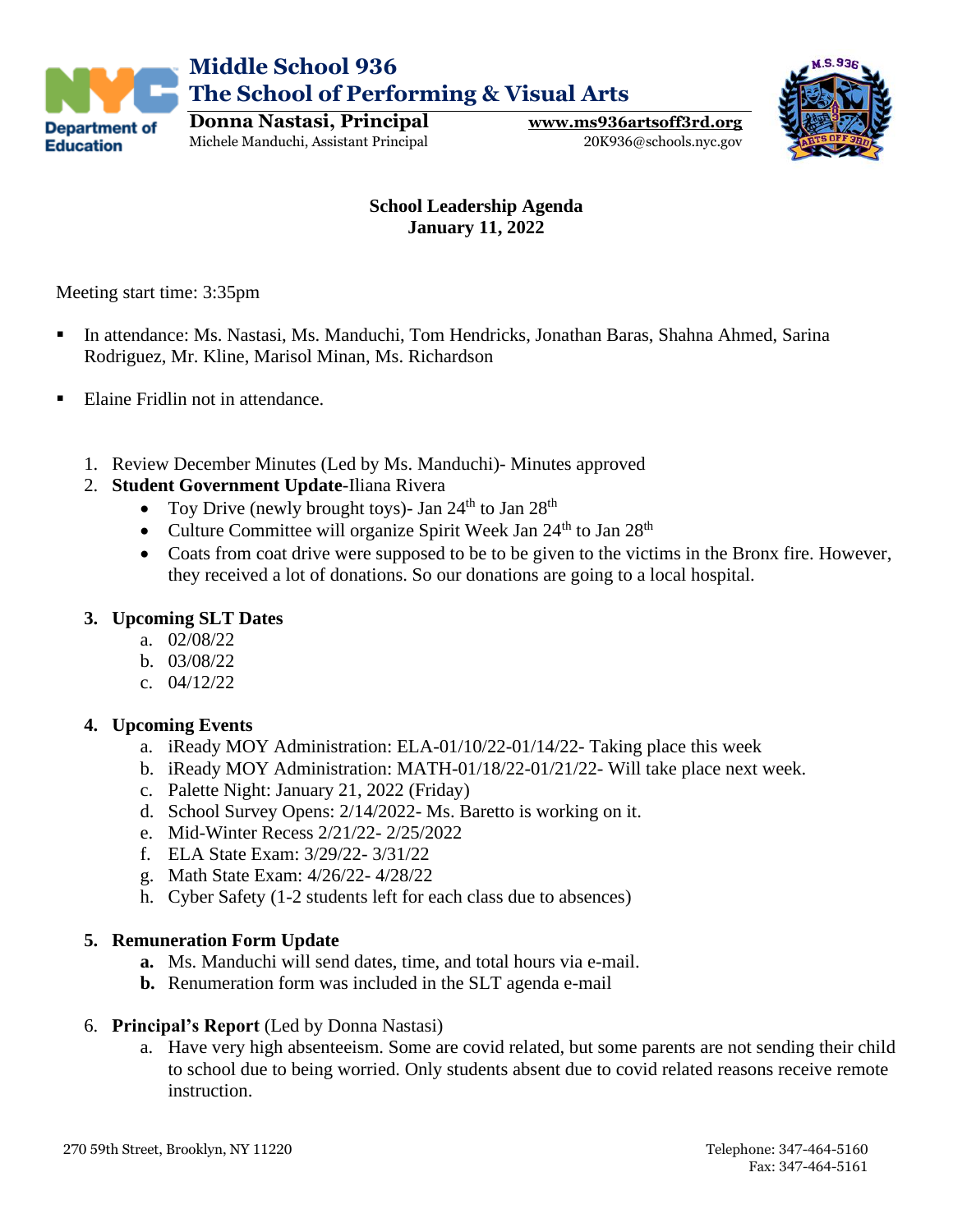**Middle School 936**
**The School of Performing & Visual Arts**

**Donna Nastasi, Principal**
Michele Manduchi, Assistant Principal

**www.ms936artsoff3rd.org**
20K936@schools.nyc.gov

# School Leadership Agenda
## January 11, 2022

Meeting start time: 3:35pm

- In attendance: Ms. Nastasi, Ms. Manduchi, Tom Hendricks, Jonathan Baras, Shahna Ahmed, Sarina Rodriguez, Mr. Kline, Marisol Minan, Ms. Richardson
- Elaine Fridlin not in attendance.

1. Review December Minutes (Led by Ms. Manduchi)- Minutes approved
2. **Student Government Update**-Iliana Rivera
   - Toy Drive (newly brought toys)- Jan 24th to Jan 28th
   - Culture Committee will organize Spirit Week Jan 24th to Jan 28th
   - Coats from coat drive were supposed to be to be given to the victims in the Bronx fire. However, they received a lot of donations. So our donations are going to a local hospital.

3. **Upcoming SLT Dates**
   a. 02/08/22
   b. 03/08/22
   c. 04/12/22

4. **Upcoming Events**
   a. iReady MOY Administration: ELA-01/10/22-01/14/22- Taking place this week
   b. iReady MOY Administration: MATH-01/18/22-01/21/22- Will take place next week.
   c. Palette Night: January 21, 2022 (Friday)
   d. School Survey Opens: 2/14/2022- Ms. Baretto is working on it.
   e. Mid-Winter Recess 2/21/22- 2/25/2022
   f. ELA State Exam: 3/29/22- 3/31/22
   g. Math State Exam: 4/26/22- 4/28/22
   h. Cyber Safety (1-2 students left for each class due to absences)

5. **Remuneration Form Update**
   **a.** Ms. Manduchi will send dates, time, and total hours via e-mail.
   **b.** Renumeration form was included in the SLT agenda e-mail

6. **Principal's Report** (Led by Donna Nastasi)
   a. Have very high absenteeism. Some are covid related, but some parents are not sending their child to school due to being worried. Only students absent due to covid related reasons receive remote instruction.

270 59th Street, Brooklyn, NY 11220
Telephone: 347-464-5160
Fax: 347-464-5161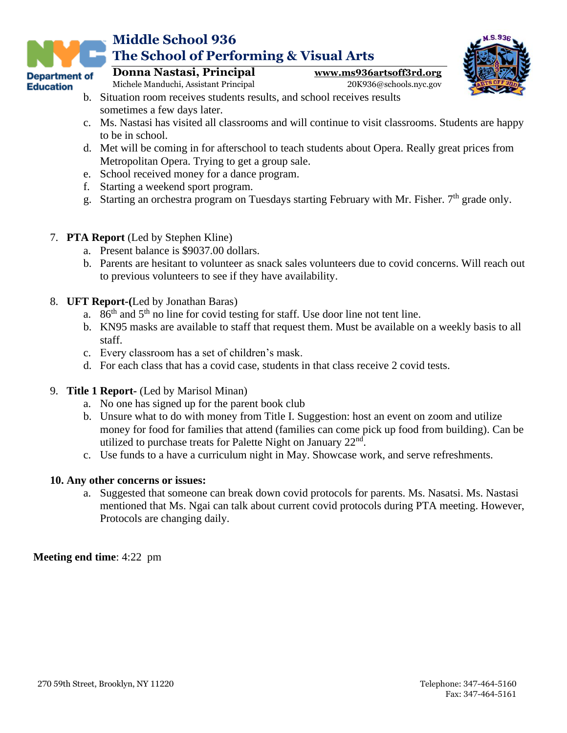b. Situation room receives students results, and school receives results sometimes a few days later.
c. Ms. Nastasi has visited all classrooms and will continue to visit classrooms. Students are happy to be in school.
d. Met will be coming in for afterschool to teach students about Opera. Really great prices from Metropolitan Opera. Trying to get a group sale.
e. School received money for a dance program.
f. Starting a weekend sport program.
g. Starting an orchestra program on Tuesdays starting February with Mr. Fisher. 7th grade only.

7. **PTA Report** (Led by Stephen Kline)
   a. Present balance is $9037.00 dollars.
   b. Parents are hesitant to volunteer as snack sales volunteers due to covid concerns. Will reach out to previous volunteers to see if they have availability.

8. **UFT Report-(**Led by Jonathan Baras)
   a. 86th and 5th no line for covid testing for staff. Use door line not tent line.
   b. KN95 masks are available to staff that request them. Must be available on a weekly basis to all staff.
   c. Every classroom has a set of children's mask.
   d. For each class that has a covid case, students in that class receive 2 covid tests.

9. **Title 1 Report-** (Led by Marisol Minan)
   a. No one has signed up for the parent book club
   b. Unsure what to do with money from Title I. Suggestion: host an event on zoom and utilize money for food for families that attend (families can come pick up food from building). Can be utilized to purchase treats for Palette Night on January 22nd.
   c. Use funds to a have a curriculum night in May. Showcase work, and serve refreshments.

**10. Any other concerns or issues:**
   a. Suggested that someone can break down covid protocols for parents. Ms. Nasatsi. Ms. Nastasi mentioned that Ms. Ngai can talk about current covid protocols during PTA meeting. However, Protocols are changing daily.

**Meeting end time**: 4:22 pm